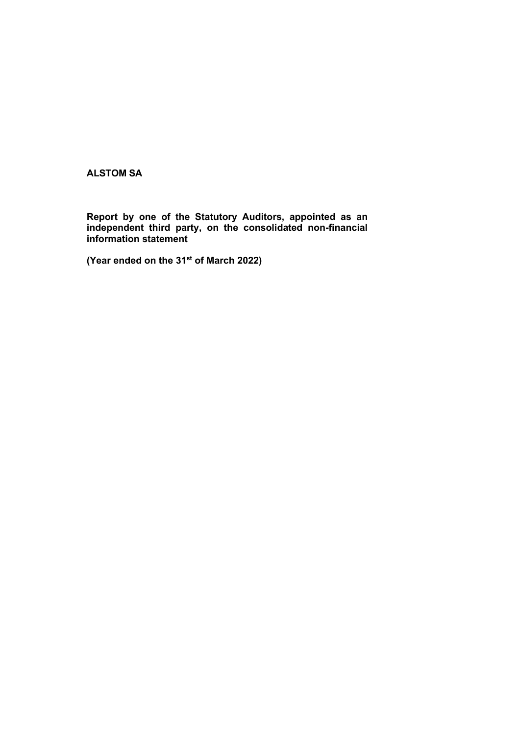**ALSTOM SA**

**Report by one of the Statutory Auditors, appointed as an independent third party, on the consolidated non-financial information statement**

**(Year ended on the 31st of March 2022)**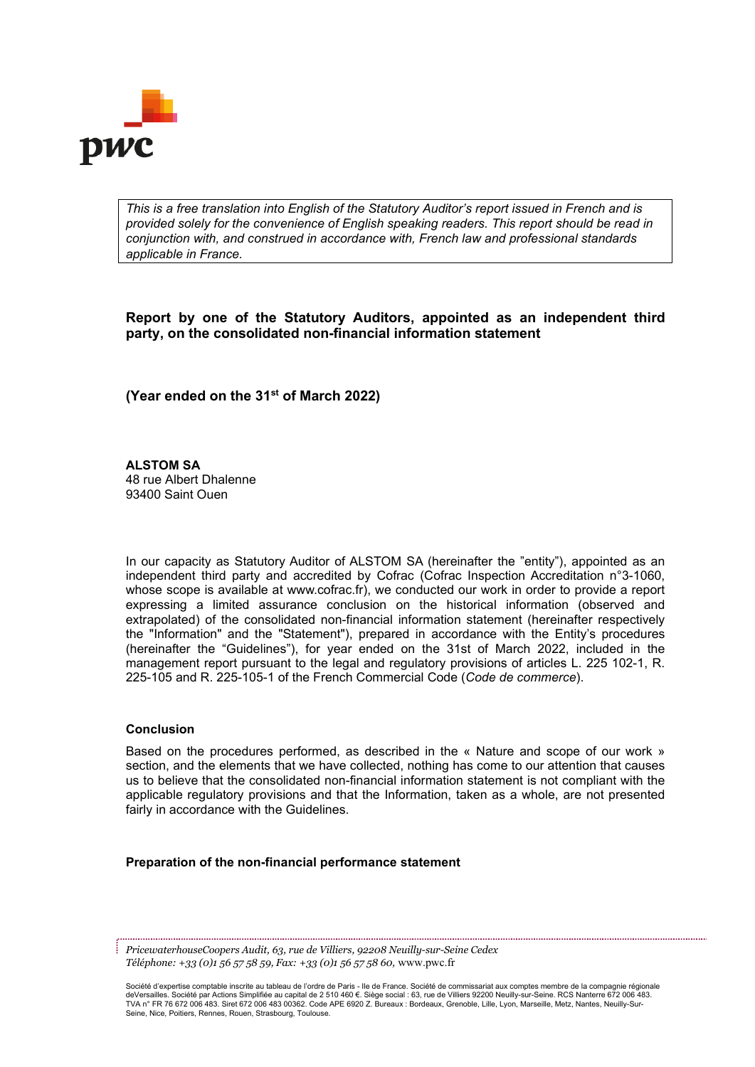*This is a free translation into English of the Statutory Auditor's report issued in French and is provided solely for the convenience of English speaking readers. This report should be read in conjunction with, and construed in accordance with, French law and professional standards applicable in France.*

## Report by one of the Statutory Auditors, appointed as an independent third party, on the consolidated non-financial information statement

**(Year ended on the 31st of March 2022)**

**ALSTOM SA**
48 rue Albert Dhalenne
93400 Saint Ouen

In our capacity as Statutory Auditor of ALSTOM SA (hereinafter the "entity"), appointed as an independent third party and accredited by Cofrac (Cofrac Inspection Accreditation n°3-1060, whose scope is available at www.cofrac.fr), we conducted our work in order to provide a report expressing a limited assurance conclusion on the historical information (observed and extrapolated) of the consolidated non-financial information statement (hereinafter respectively the "Information" and the "Statement"), prepared in accordance with the Entity's procedures (hereinafter the "Guidelines"), for year ended on the 31st of March 2022, included in the management report pursuant to the legal and regulatory provisions of articles L. 225 102-1, R. 225-105 and R. 225-105-1 of the French Commercial Code (*Code de commerce*).

### Conclusion

Based on the procedures performed, as described in the « Nature and scope of our work » section, and the elements that we have collected, nothing has come to our attention that causes us to believe that the consolidated non-financial information statement is not compliant with the applicable regulatory provisions and that the Information, taken as a whole, are not presented fairly in accordance with the Guidelines.

### Preparation of the non-financial performance statement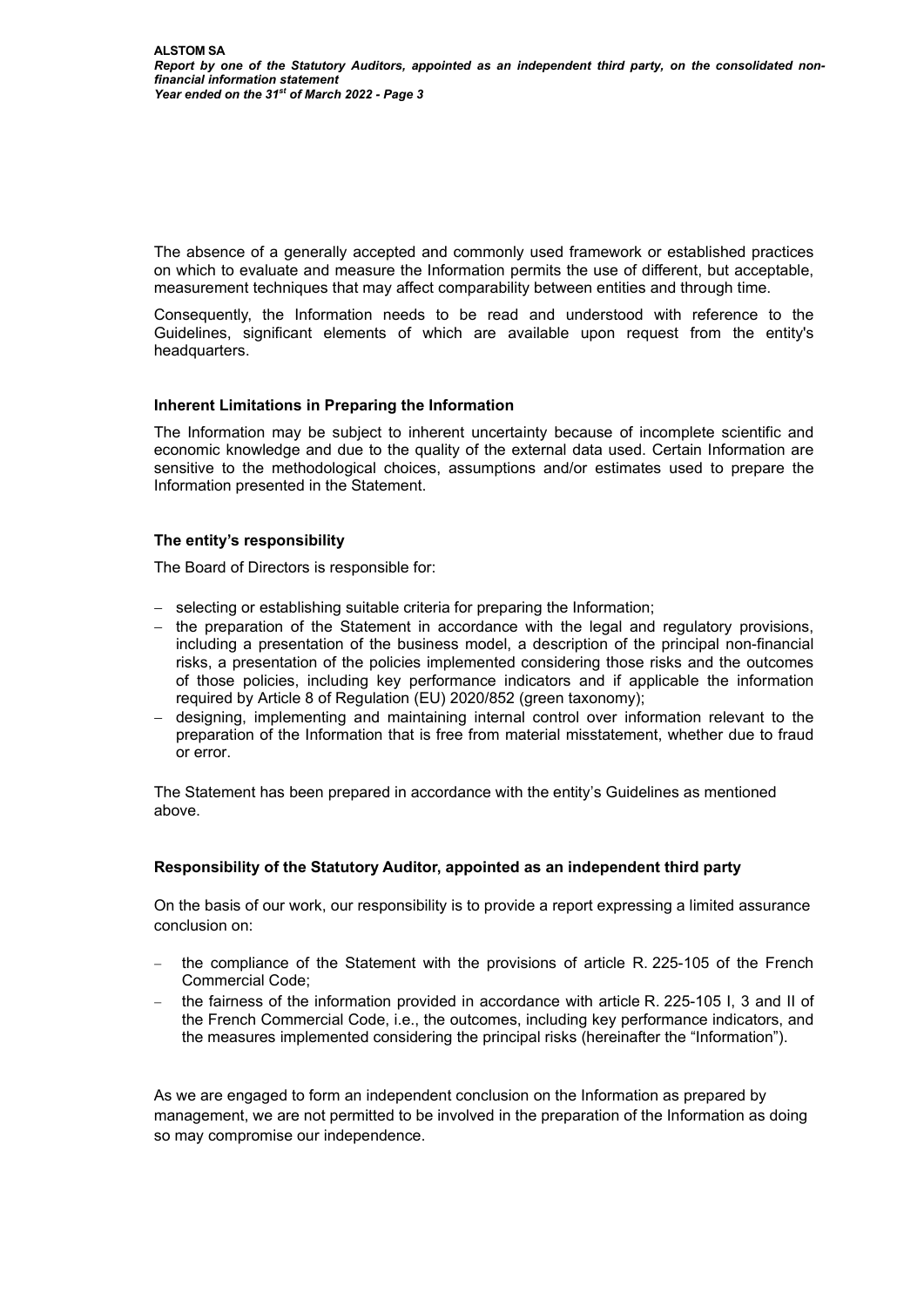The absence of a generally accepted and commonly used framework or established practices on which to evaluate and measure the Information permits the use of different, but acceptable, measurement techniques that may affect comparability between entities and through time.

Consequently, the Information needs to be read and understood with reference to the Guidelines, significant elements of which are available upon request from the entity's headquarters.

### Inherent Limitations in Preparing the Information

The Information may be subject to inherent uncertainty because of incomplete scientific and economic knowledge and due to the quality of the external data used. Certain Information are sensitive to the methodological choices, assumptions and/or estimates used to prepare the Information presented in the Statement.

### The entity's responsibility

The Board of Directors is responsible for:

- selecting or establishing suitable criteria for preparing the Information;
- the preparation of the Statement in accordance with the legal and regulatory provisions, including a presentation of the business model, a description of the principal non-financial risks, a presentation of the policies implemented considering those risks and the outcomes of those policies, including key performance indicators and if applicable the information required by Article 8 of Regulation (EU) 2020/852 (green taxonomy);
- designing, implementing and maintaining internal control over information relevant to the preparation of the Information that is free from material misstatement, whether due to fraud or error.

The Statement has been prepared in accordance with the entity's Guidelines as mentioned above.

### Responsibility of the Statutory Auditor, appointed as an independent third party

On the basis of our work, our responsibility is to provide a report expressing a limited assurance conclusion on:

- the compliance of the Statement with the provisions of article R. 225-105 of the French Commercial Code;
- the fairness of the information provided in accordance with article R. 225-105 I, 3 and II of the French Commercial Code, i.e., the outcomes, including key performance indicators, and the measures implemented considering the principal risks (hereinafter the "Information").

As we are engaged to form an independent conclusion on the Information as prepared by management, we are not permitted to be involved in the preparation of the Information as doing so may compromise our independence.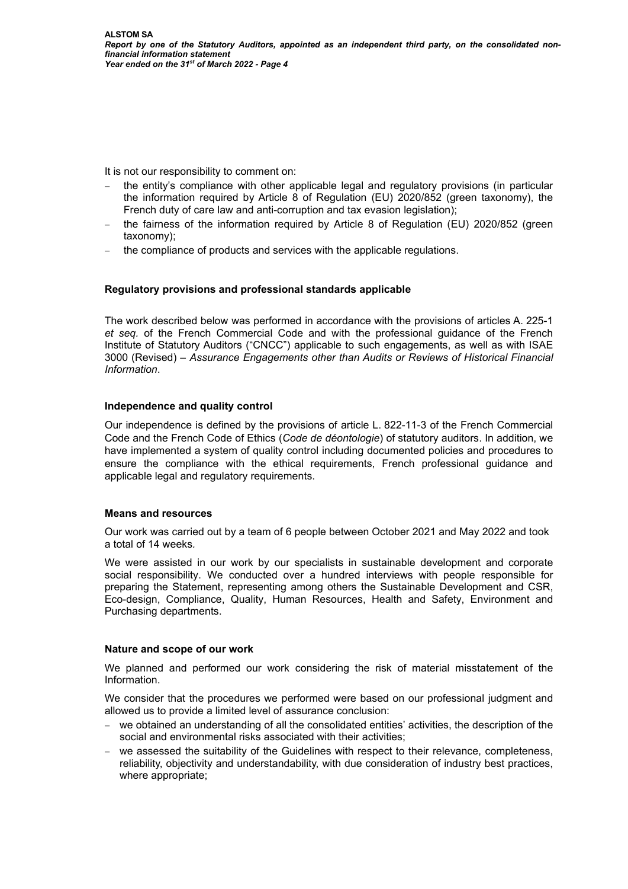It is not our responsibility to comment on:

- the entity's compliance with other applicable legal and regulatory provisions (in particular the information required by Article 8 of Regulation (EU) 2020/852 (green taxonomy), the French duty of care law and anti-corruption and tax evasion legislation);
- the fairness of the information required by Article 8 of Regulation (EU) 2020/852 (green taxonomy);
- the compliance of products and services with the applicable regulations.

#### Regulatory provisions and professional standards applicable

The work described below was performed in accordance with the provisions of articles A. 225-1 *et seq.* of the French Commercial Code and with the professional guidance of the French Institute of Statutory Auditors ("CNCC") applicable to such engagements, as well as with ISAE 3000 (Revised) – *Assurance Engagements other than Audits or Reviews of Historical Financial Information*.

#### Independence and quality control

Our independence is defined by the provisions of article L. 822-11-3 of the French Commercial Code and the French Code of Ethics (*Code de déontologie*) of statutory auditors. In addition, we have implemented a system of quality control including documented policies and procedures to ensure the compliance with the ethical requirements, French professional guidance and applicable legal and regulatory requirements.

#### Means and resources

Our work was carried out by a team of 6 people between October 2021 and May 2022 and took a total of 14 weeks.

We were assisted in our work by our specialists in sustainable development and corporate social responsibility. We conducted over a hundred interviews with people responsible for preparing the Statement, representing among others the Sustainable Development and CSR, Eco-design, Compliance, Quality, Human Resources, Health and Safety, Environment and Purchasing departments.

#### Nature and scope of our work

We planned and performed our work considering the risk of material misstatement of the Information.

We consider that the procedures we performed were based on our professional judgment and allowed us to provide a limited level of assurance conclusion:

- we obtained an understanding of all the consolidated entities' activities, the description of the social and environmental risks associated with their activities;
- we assessed the suitability of the Guidelines with respect to their relevance, completeness, reliability, objectivity and understandability, with due consideration of industry best practices, where appropriate;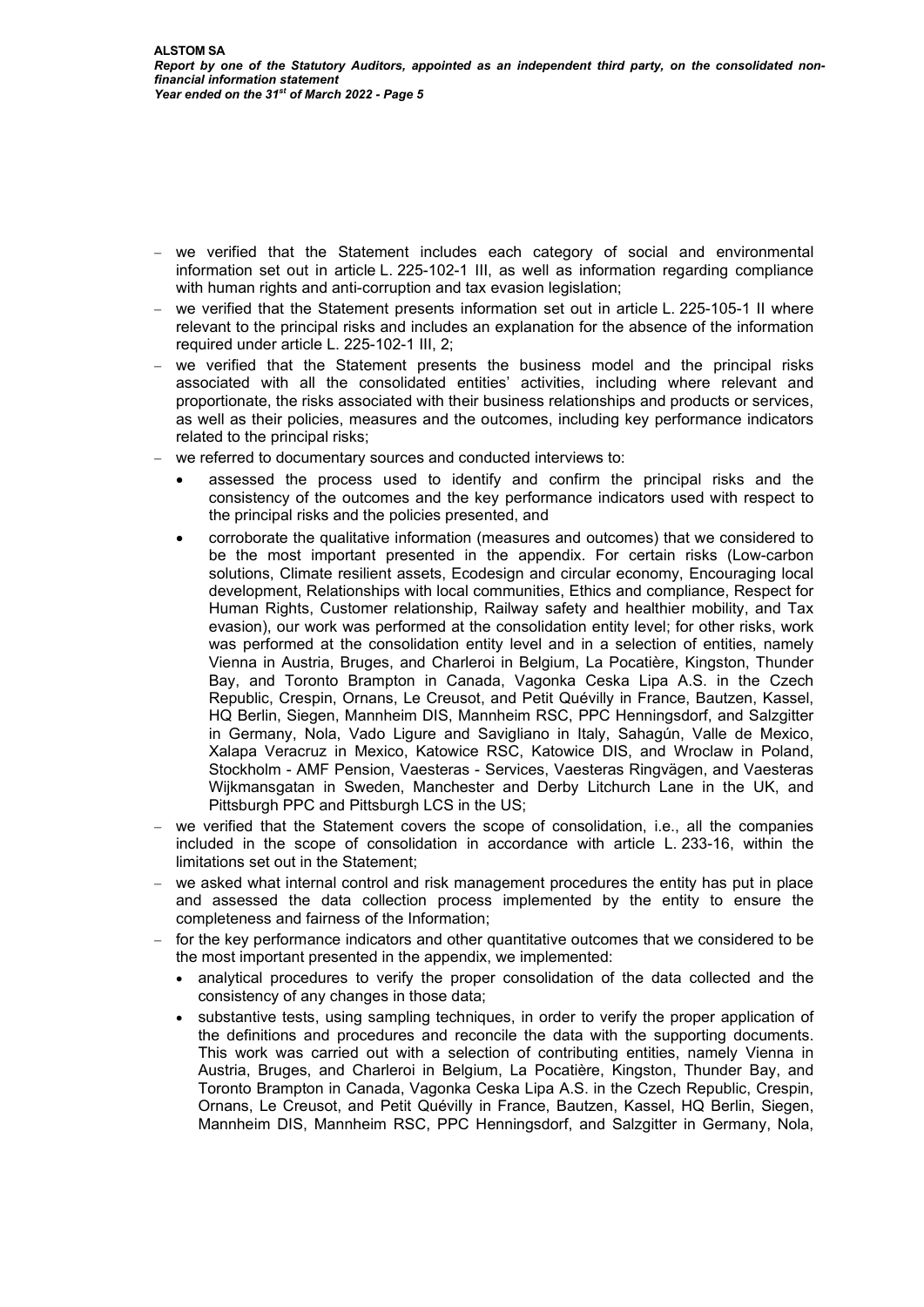- we verified that the Statement includes each category of social and environmental information set out in article L. 225-102-1 III, as well as information regarding compliance with human rights and anti-corruption and tax evasion legislation;
- we verified that the Statement presents information set out in article L. 225-105-1 II where relevant to the principal risks and includes an explanation for the absence of the information required under article L. 225-102-1 III, 2;
- we verified that the Statement presents the business model and the principal risks associated with all the consolidated entities' activities, including where relevant and proportionate, the risks associated with their business relationships and products or services, as well as their policies, measures and the outcomes, including key performance indicators related to the principal risks;
- we referred to documentary sources and conducted interviews to:
  - assessed the process used to identify and confirm the principal risks and the consistency of the outcomes and the key performance indicators used with respect to the principal risks and the policies presented, and
  - corroborate the qualitative information (measures and outcomes) that we considered to be the most important presented in the appendix. For certain risks (Low-carbon solutions, Climate resilient assets, Ecodesign and circular economy, Encouraging local development, Relationships with local communities, Ethics and compliance, Respect for Human Rights, Customer relationship, Railway safety and healthier mobility, and Tax evasion), our work was performed at the consolidation entity level; for other risks, work was performed at the consolidation entity level and in a selection of entities, namely Vienna in Austria, Bruges, and Charleroi in Belgium, La Pocatière, Kingston, Thunder Bay, and Toronto Brampton in Canada, Vagonka Ceska Lipa A.S. in the Czech Republic, Crespin, Ornans, Le Creusot, and Petit Quévilly in France, Bautzen, Kassel, HQ Berlin, Siegen, Mannheim DIS, Mannheim RSC, PPC Henningsdorf, and Salzgitter in Germany, Nola, Vado Ligure and Savigliano in Italy, Sahagún, Valle de Mexico, Xalapa Veracruz in Mexico, Katowice RSC, Katowice DIS, and Wroclaw in Poland, Stockholm - AMF Pension, Vaesteras - Services, Vaesteras Ringvägen, and Vaesteras Wijkmansgatan in Sweden, Manchester and Derby Litchurch Lane in the UK, and Pittsburgh PPC and Pittsburgh LCS in the US;
- we verified that the Statement covers the scope of consolidation, i.e., all the companies included in the scope of consolidation in accordance with article L. 233-16, within the limitations set out in the Statement;
- we asked what internal control and risk management procedures the entity has put in place and assessed the data collection process implemented by the entity to ensure the completeness and fairness of the Information;
- for the key performance indicators and other quantitative outcomes that we considered to be the most important presented in the appendix, we implemented:
  - analytical procedures to verify the proper consolidation of the data collected and the consistency of any changes in those data;
  - substantive tests, using sampling techniques, in order to verify the proper application of the definitions and procedures and reconcile the data with the supporting documents. This work was carried out with a selection of contributing entities, namely Vienna in Austria, Bruges, and Charleroi in Belgium, La Pocatière, Kingston, Thunder Bay, and Toronto Brampton in Canada, Vagonka Ceska Lipa A.S. in the Czech Republic, Crespin, Ornans, Le Creusot, and Petit Quévilly in France, Bautzen, Kassel, HQ Berlin, Siegen, Mannheim DIS, Mannheim RSC, PPC Henningsdorf, and Salzgitter in Germany, Nola,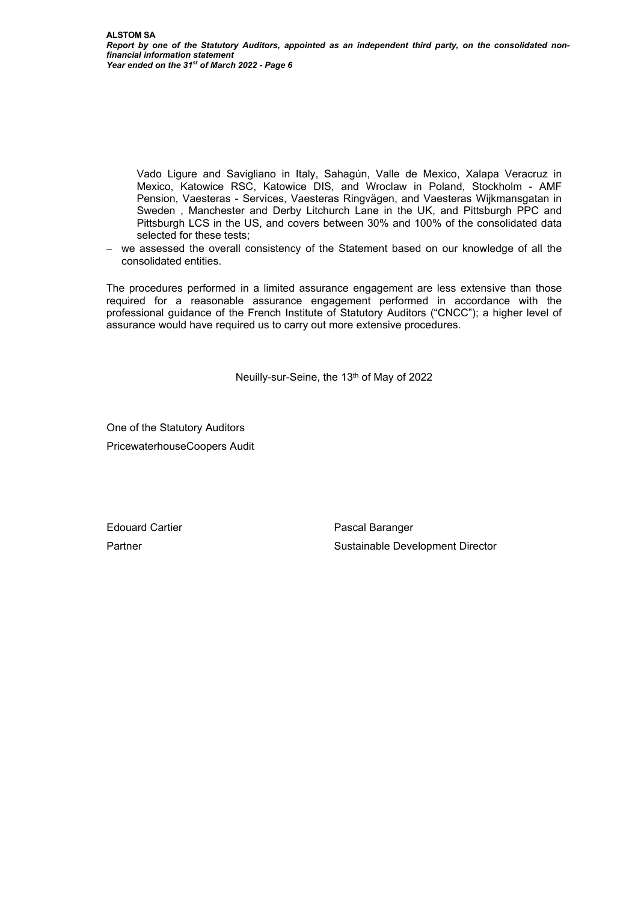Vado Ligure and Savigliano in Italy, Sahagún, Valle de Mexico, Xalapa Veracruz in Mexico, Katowice RSC, Katowice DIS, and Wroclaw in Poland, Stockholm - AMF Pension, Vaesteras - Services, Vaesteras Ringvägen, and Vaesteras Wijkmansgatan in Sweden , Manchester and Derby Litchurch Lane in the UK, and Pittsburgh PPC and Pittsburgh LCS in the US, and covers between 30% and 100% of the consolidated data selected for these tests;

- we assessed the overall consistency of the Statement based on our knowledge of all the consolidated entities.

The procedures performed in a limited assurance engagement are less extensive than those required for a reasonable assurance engagement performed in accordance with the professional guidance of the French Institute of Statutory Auditors ("CNCC"); a higher level of assurance would have required us to carry out more extensive procedures.

Neuilly-sur-Seine, the 13th of May of 2022

One of the Statutory Auditors

PricewaterhouseCoopers Audit

| Edouard Cartier | Pascal Baranger |
| --- | --- |
| Partner | Sustainable Development Director |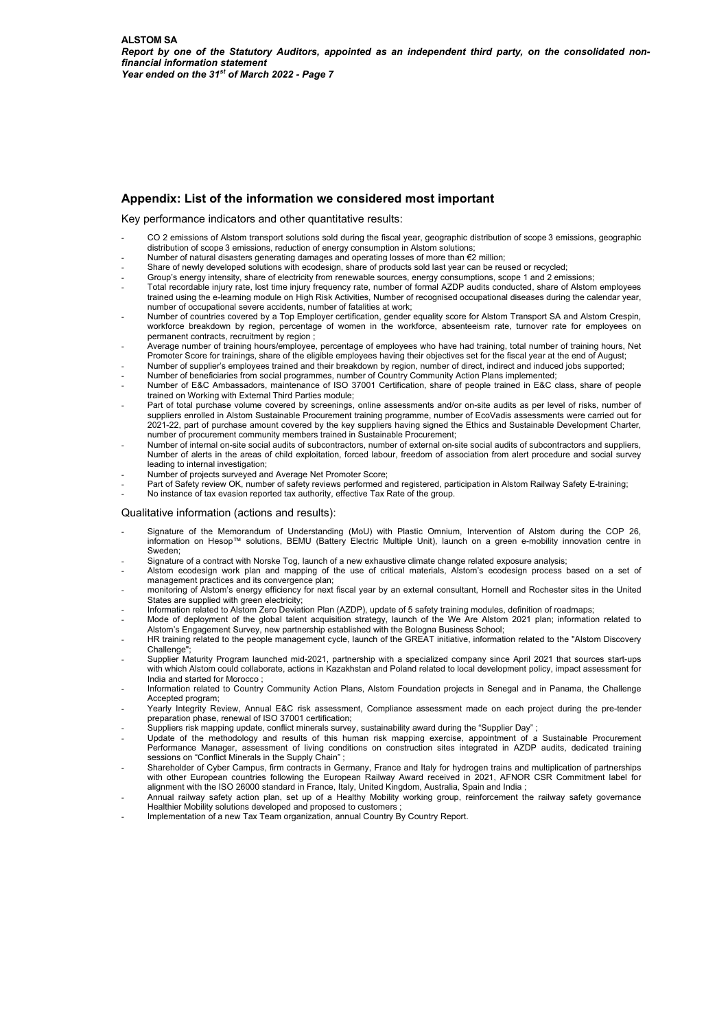## Appendix: List of the information we considered most important

Key performance indicators and other quantitative results:

- CO 2 emissions of Alstom transport solutions sold during the fiscal year, geographic distribution of scope 3 emissions, geographic distribution of scope 3 emissions, reduction of energy consumption in Alstom solutions;
- Number of natural disasters generating damages and operating losses of more than €2 million;
- Share of newly developed solutions with ecodesign, share of products sold last year can be reused or recycled;
- Group's energy intensity, share of electricity from renewable sources, energy consumptions, scope 1 and 2 emissions;
- Total recordable injury rate, lost time injury frequency rate, number of formal AZDP audits conducted, share of Alstom employees trained using the e-learning module on High Risk Activities, Number of recognised occupational diseases during the calendar year, number of occupational severe accidents, number of fatalities at work;
- Number of countries covered by a Top Employer certification, gender equality score for Alstom Transport SA and Alstom Crespin, workforce breakdown by region, percentage of women in the workforce, absenteeism rate, turnover rate for employees on permanent contracts, recruitment by region ;
- Average number of training hours/employee, percentage of employees who have had training, total number of training hours, Net Promoter Score for trainings, share of the eligible employees having their objectives set for the fiscal year at the end of August;
- Number of supplier's employees trained and their breakdown by region, number of direct, indirect and induced jobs supported;
- Number of beneficiaries from social programmes, number of Country Community Action Plans implemented;
- Number of E&C Ambassadors, maintenance of ISO 37001 Certification, share of people trained in E&C class, share of people trained on Working with External Third Parties module;
- Part of total purchase volume covered by screenings, online assessments and/or on-site audits as per level of risks, number of suppliers enrolled in Alstom Sustainable Procurement training programme, number of EcoVadis assessments were carried out for 2021-22, part of purchase amount covered by the key suppliers having signed the Ethics and Sustainable Development Charter, number of procurement community members trained in Sustainable Procurement;
- Number of internal on-site social audits of subcontractors, number of external on-site social audits of subcontractors and suppliers, Number of alerts in the areas of child exploitation, forced labour, freedom of association from alert procedure and social survey leading to internal investigation;
- Number of projects surveyed and Average Net Promoter Score;
- Part of Safety review OK, number of safety reviews performed and registered, participation in Alstom Railway Safety E-training;
- No instance of tax evasion reported tax authority, effective Tax Rate of the group.

Qualitative information (actions and results):

- Signature of the Memorandum of Understanding (MoU) with Plastic Omnium, Intervention of Alstom during the COP 26, information on Hesop™ solutions, BEMU (Battery Electric Multiple Unit), launch on a green e-mobility innovation centre in Sweden;
- Signature of a contract with Norske Tog, launch of a new exhaustive climate change related exposure analysis;
- Alstom ecodesign work plan and mapping of the use of critical materials, Alstom's ecodesign process based on a set of management practices and its convergence plan;
- monitoring of Alstom's energy efficiency for next fiscal year by an external consultant, Hornell and Rochester sites in the United States are supplied with green electricity;
- Information related to Alstom Zero Deviation Plan (AZDP), update of 5 safety training modules, definition of roadmaps;
- Mode of deployment of the global talent acquisition strategy, launch of the We Are Alstom 2021 plan; information related to Alstom's Engagement Survey, new partnership established with the Bologna Business School;
- HR training related to the people management cycle, launch of the GREAT initiative, information related to the "Alstom Discovery Challenge";
- Supplier Maturity Program launched mid-2021, partnership with a specialized company since April 2021 that sources start-ups with which Alstom could collaborate, actions in Kazakhstan and Poland related to local development policy, impact assessment for India and started for Morocco ;
- Information related to Country Community Action Plans, Alstom Foundation projects in Senegal and in Panama, the Challenge Accepted program;
- Yearly Integrity Review, Annual E&C risk assessment, Compliance assessment made on each project during the pre-tender preparation phase, renewal of ISO 37001 certification;
- Suppliers risk mapping update, conflict minerals survey, sustainability award during the "Supplier Day" ;
- Update of the methodology and results of this human risk mapping exercise, appointment of a Sustainable Procurement Performance Manager, assessment of living conditions on construction sites integrated in AZDP audits, dedicated training sessions on "Conflict Minerals in the Supply Chain" ;
- Shareholder of Cyber Campus, firm contracts in Germany, France and Italy for hydrogen trains and multiplication of partnerships with other European countries following the European Railway Award received in 2021, AFNOR CSR Commitment label for alignment with the ISO 26000 standard in France, Italy, United Kingdom, Australia, Spain and India ;
- Annual railway safety action plan, set up of a Healthy Mobility working group, reinforcement the railway safety governance Healthier Mobility solutions developed and proposed to customers ;
- Implementation of a new Tax Team organization, annual Country By Country Report.